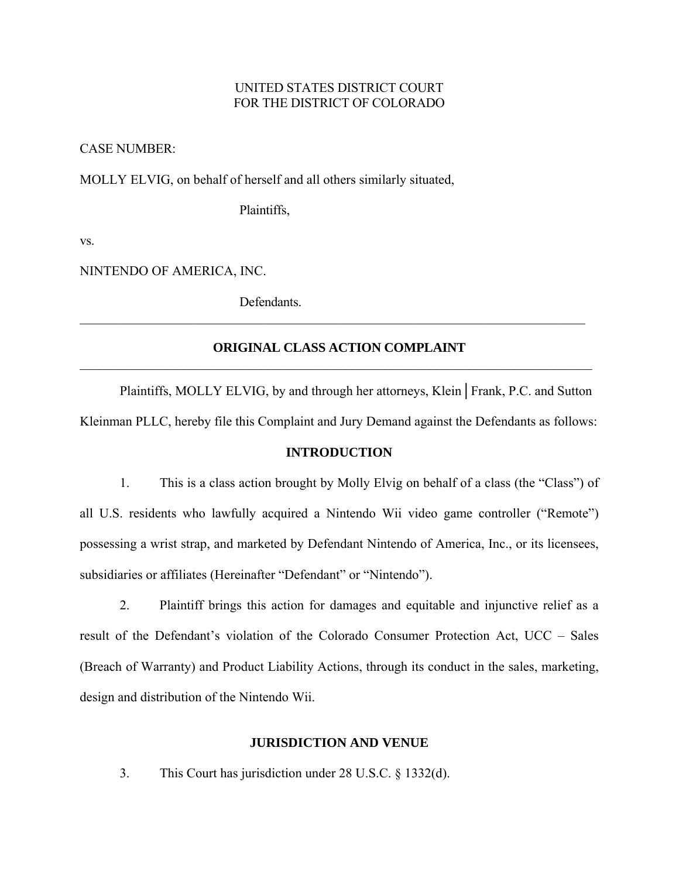UNITED STATES DISTRICT COURT
FOR THE DISTRICT OF COLORADO

CASE NUMBER:

MOLLY ELVIG, on behalf of herself and all others similarly situated,

Plaintiffs,

vs.

NINTENDO OF AMERICA, INC.

Defendants.

---

## ORIGINAL CLASS ACTION COMPLAINT

---

Plaintiffs, MOLLY ELVIG, by and through her attorneys, Klein│Frank, P.C. and Sutton Kleinman PLLC, hereby file this Complaint and Jury Demand against the Defendants as follows:

### INTRODUCTION

1. This is a class action brought by Molly Elvig on behalf of a class (the "Class") of all U.S. residents who lawfully acquired a Nintendo Wii video game controller ("Remote") possessing a wrist strap, and marketed by Defendant Nintendo of America, Inc., or its licensees, subsidiaries or affiliates (Hereinafter "Defendant" or "Nintendo").

2. Plaintiff brings this action for damages and equitable and injunctive relief as a result of the Defendant's violation of the Colorado Consumer Protection Act, UCC – Sales (Breach of Warranty) and Product Liability Actions, through its conduct in the sales, marketing, design and distribution of the Nintendo Wii.

### JURISDICTION AND VENUE

3. This Court has jurisdiction under 28 U.S.C. § 1332(d).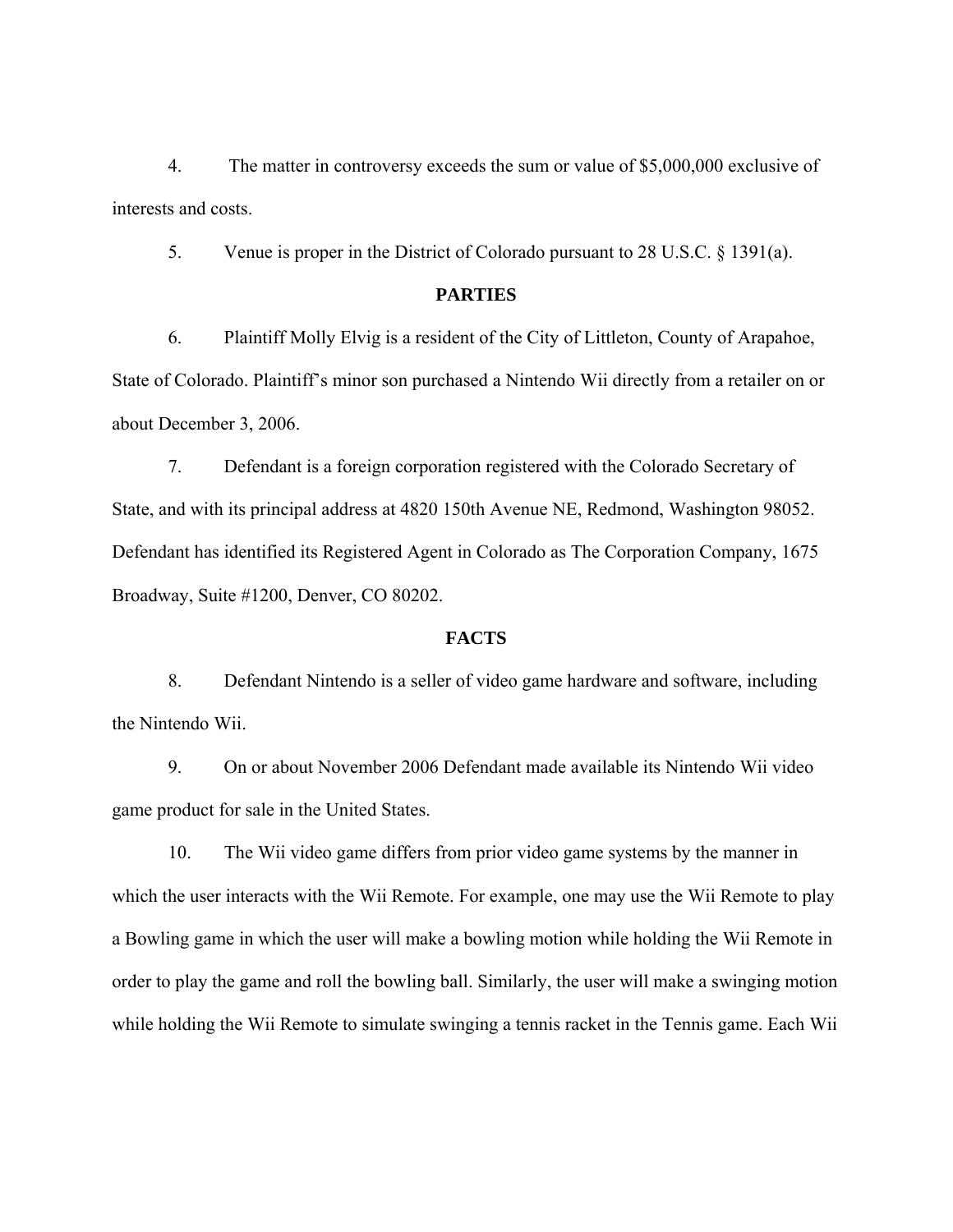4. The matter in controversy exceeds the sum or value of $5,000,000 exclusive of interests and costs.

5. Venue is proper in the District of Colorado pursuant to 28 U.S.C. § 1391(a).

**PARTIES**

6. Plaintiff Molly Elvig is a resident of the City of Littleton, County of Arapahoe, State of Colorado. Plaintiff's minor son purchased a Nintendo Wii directly from a retailer on or about December 3, 2006.

7. Defendant is a foreign corporation registered with the Colorado Secretary of State, and with its principal address at 4820 150th Avenue NE, Redmond, Washington 98052. Defendant has identified its Registered Agent in Colorado as The Corporation Company, 1675 Broadway, Suite #1200, Denver, CO 80202.

**FACTS**

8. Defendant Nintendo is a seller of video game hardware and software, including the Nintendo Wii.

9. On or about November 2006 Defendant made available its Nintendo Wii video game product for sale in the United States.

10. The Wii video game differs from prior video game systems by the manner in which the user interacts with the Wii Remote. For example, one may use the Wii Remote to play a Bowling game in which the user will make a bowling motion while holding the Wii Remote in order to play the game and roll the bowling ball. Similarly, the user will make a swinging motion while holding the Wii Remote to simulate swinging a tennis racket in the Tennis game. Each Wii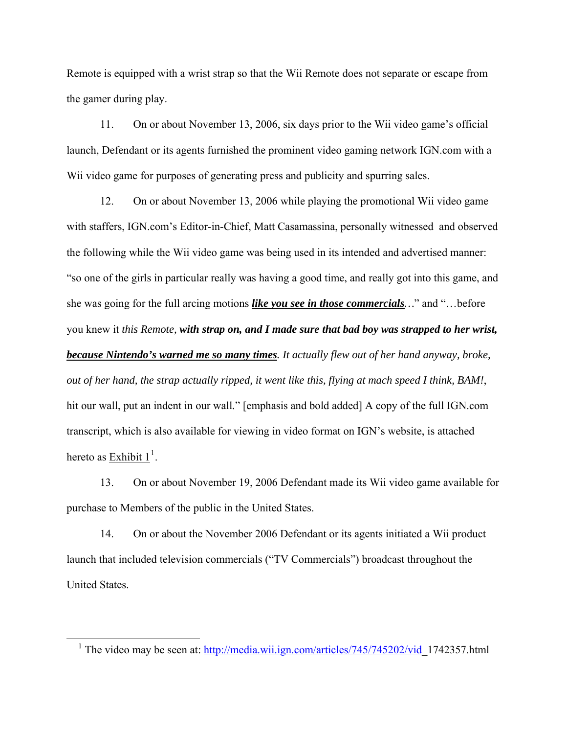Remote is equipped with a wrist strap so that the Wii Remote does not separate or escape from the gamer during play.

11. On or about November 13, 2006, six days prior to the Wii video game's official launch, Defendant or its agents furnished the prominent video gaming network IGN.com with a Wii video game for purposes of generating press and publicity and spurring sales.

12. On or about November 13, 2006 while playing the promotional Wii video game with staffers, IGN.com's Editor-in-Chief, Matt Casamassina, personally witnessed and observed the following while the Wii video game was being used in its intended and advertised manner: "so one of the girls in particular really was having a good time, and really got into this game, and she was going for the full arcing motions ***<u>like you see in those commercials</u>****…*" and "…before you knew it *this Remote,* ***with strap on, and I made sure that bad boy was strapped to her wrist, <u>because Nintendo's warned me so many times</u>****. It actually flew out of her hand anyway, broke, out of her hand, the strap actually ripped, it went like this, flying at mach speed I think, BAM!*, hit our wall, put an indent in our wall*.*" [emphasis and bold added] A copy of the full IGN.com transcript, which is also available for viewing in video format on IGN's website, is attached hereto as <u>Exhibit 1</u>[1].

13. On or about November 19, 2006 Defendant made its Wii video game available for purchase to Members of the public in the United States.

14. On or about the November 2006 Defendant or its agents initiated a Wii product launch that included television commercials ("TV Commercials") broadcast throughout the United States.

---

[1] The video may be seen at: http://media.wii.ign.com/articles/745/745202/vid_1742357.html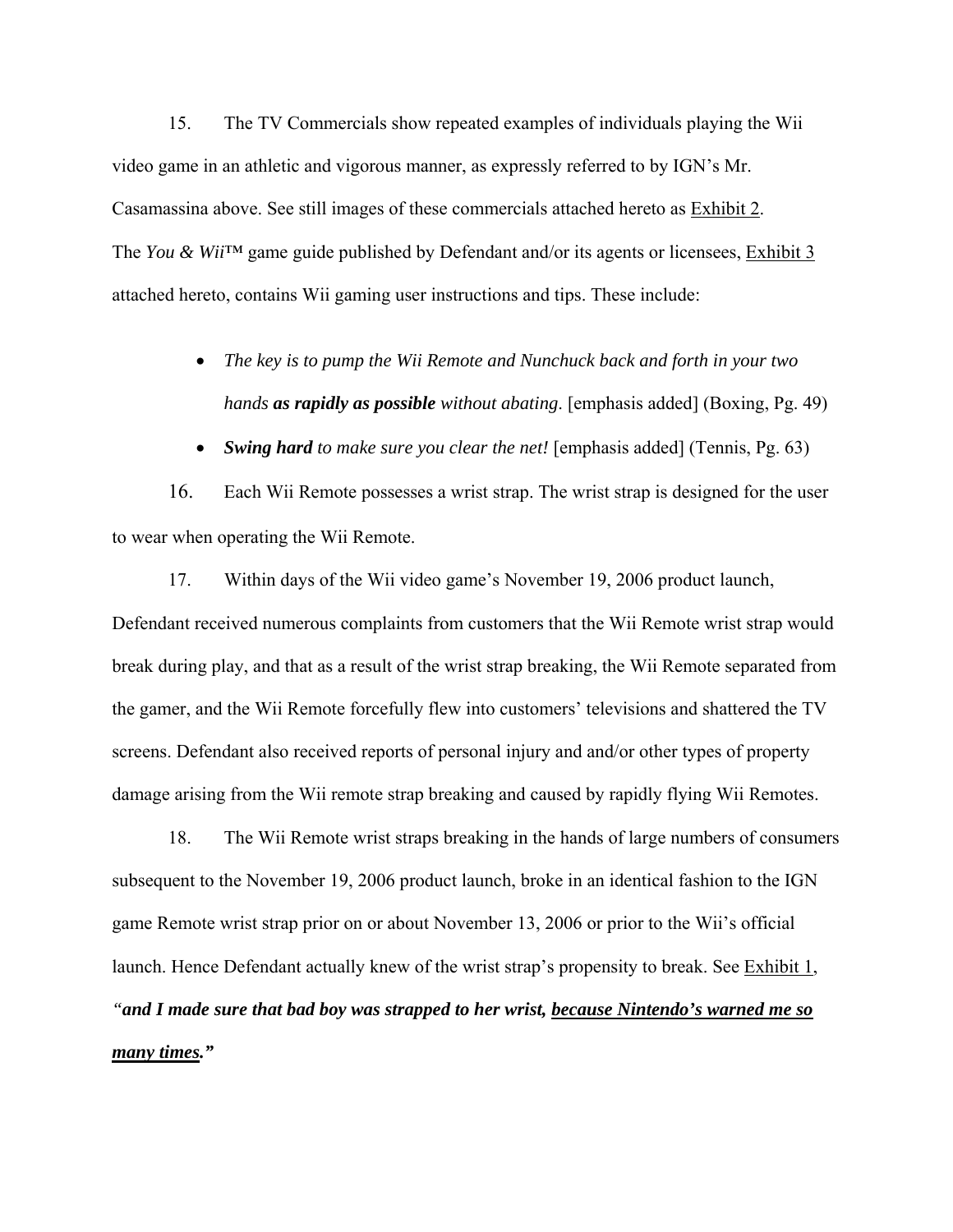15. The TV Commercials show repeated examples of individuals playing the Wii video game in an athletic and vigorous manner, as expressly referred to by IGN's Mr. Casamassina above. See still images of these commercials attached hereto as Exhibit 2. The *You & Wii*™ game guide published by Defendant and/or its agents or licensees, Exhibit 3 attached hereto, contains Wii gaming user instructions and tips. These include:

- *The key is to pump the Wii Remote and Nunchuck back and forth in your two hands* ***as rapidly as possible*** *without abating*. [emphasis added] (Boxing, Pg. 49)
- ***Swing hard*** *to make sure you clear the net!* [emphasis added] (Tennis, Pg. 63)

16. Each Wii Remote possesses a wrist strap. The wrist strap is designed for the user to wear when operating the Wii Remote.

17. Within days of the Wii video game's November 19, 2006 product launch, Defendant received numerous complaints from customers that the Wii Remote wrist strap would break during play, and that as a result of the wrist strap breaking, the Wii Remote separated from the gamer, and the Wii Remote forcefully flew into customers' televisions and shattered the TV screens. Defendant also received reports of personal injury and and/or other types of property damage arising from the Wii remote strap breaking and caused by rapidly flying Wii Remotes.

18. The Wii Remote wrist straps breaking in the hands of large numbers of consumers subsequent to the November 19, 2006 product launch, broke in an identical fashion to the IGN game Remote wrist strap prior on or about November 13, 2006 or prior to the Wii's official launch. Hence Defendant actually knew of the wrist strap's propensity to break. See Exhibit 1, *"**and I made sure that bad boy was strapped to her wrist, <u>because Nintendo's warned me so many times</u>.**"*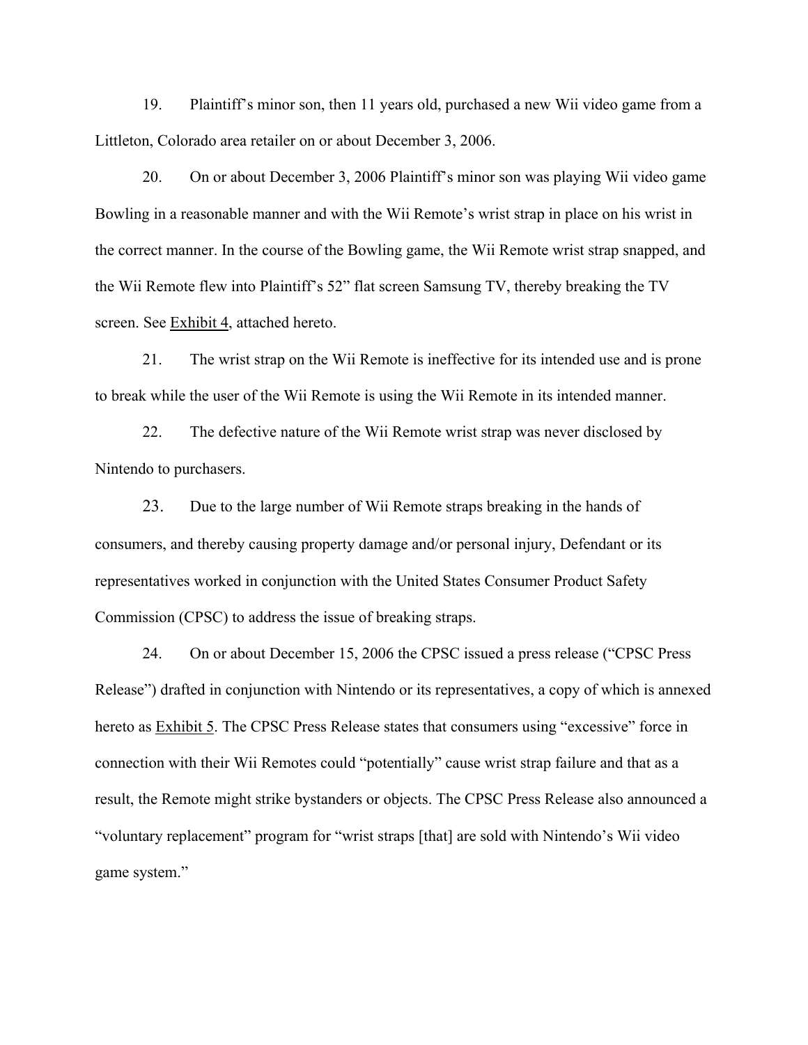19. Plaintiff's minor son, then 11 years old, purchased a new Wii video game from a Littleton, Colorado area retailer on or about December 3, 2006.

20. On or about December 3, 2006 Plaintiff's minor son was playing Wii video game Bowling in a reasonable manner and with the Wii Remote's wrist strap in place on his wrist in the correct manner. In the course of the Bowling game, the Wii Remote wrist strap snapped, and the Wii Remote flew into Plaintiff's 52" flat screen Samsung TV, thereby breaking the TV screen. See Exhibit 4, attached hereto.

21. The wrist strap on the Wii Remote is ineffective for its intended use and is prone to break while the user of the Wii Remote is using the Wii Remote in its intended manner.

22. The defective nature of the Wii Remote wrist strap was never disclosed by Nintendo to purchasers.

23. Due to the large number of Wii Remote straps breaking in the hands of consumers, and thereby causing property damage and/or personal injury, Defendant or its representatives worked in conjunction with the United States Consumer Product Safety Commission (CPSC) to address the issue of breaking straps.

24. On or about December 15, 2006 the CPSC issued a press release ("CPSC Press Release") drafted in conjunction with Nintendo or its representatives, a copy of which is annexed hereto as Exhibit 5. The CPSC Press Release states that consumers using "excessive" force in connection with their Wii Remotes could "potentially" cause wrist strap failure and that as a result, the Remote might strike bystanders or objects. The CPSC Press Release also announced a "voluntary replacement" program for "wrist straps [that] are sold with Nintendo's Wii video game system."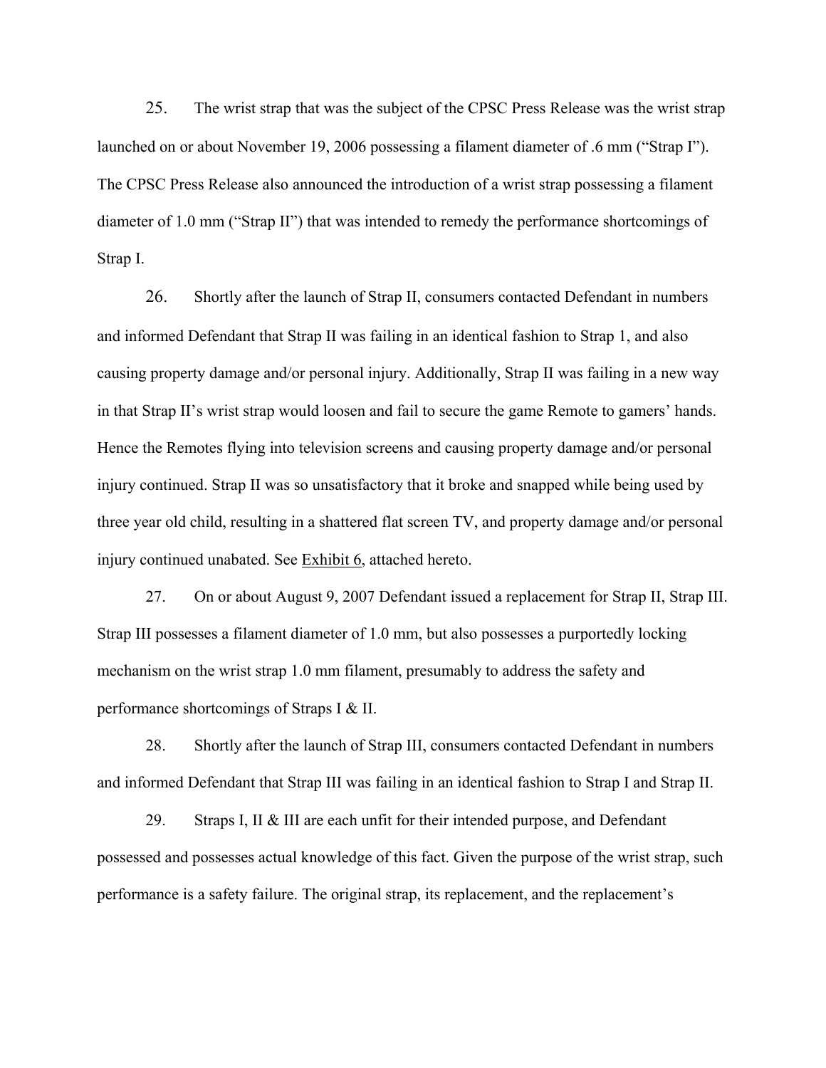25. The wrist strap that was the subject of the CPSC Press Release was the wrist strap launched on or about November 19, 2006 possessing a filament diameter of .6 mm ("Strap I"). The CPSC Press Release also announced the introduction of a wrist strap possessing a filament diameter of 1.0 mm ("Strap II") that was intended to remedy the performance shortcomings of Strap I.

26. Shortly after the launch of Strap II, consumers contacted Defendant in numbers and informed Defendant that Strap II was failing in an identical fashion to Strap 1, and also causing property damage and/or personal injury. Additionally, Strap II was failing in a new way in that Strap II's wrist strap would loosen and fail to secure the game Remote to gamers' hands. Hence the Remotes flying into television screens and causing property damage and/or personal injury continued. Strap II was so unsatisfactory that it broke and snapped while being used by three year old child, resulting in a shattered flat screen TV, and property damage and/or personal injury continued unabated. See Exhibit 6, attached hereto.

27. On or about August 9, 2007 Defendant issued a replacement for Strap II, Strap III. Strap III possesses a filament diameter of 1.0 mm, but also possesses a purportedly locking mechanism on the wrist strap 1.0 mm filament, presumably to address the safety and performance shortcomings of Straps I & II.

28. Shortly after the launch of Strap III, consumers contacted Defendant in numbers and informed Defendant that Strap III was failing in an identical fashion to Strap I and Strap II.

29. Straps I, II & III are each unfit for their intended purpose, and Defendant possessed and possesses actual knowledge of this fact. Given the purpose of the wrist strap, such performance is a safety failure. The original strap, its replacement, and the replacement's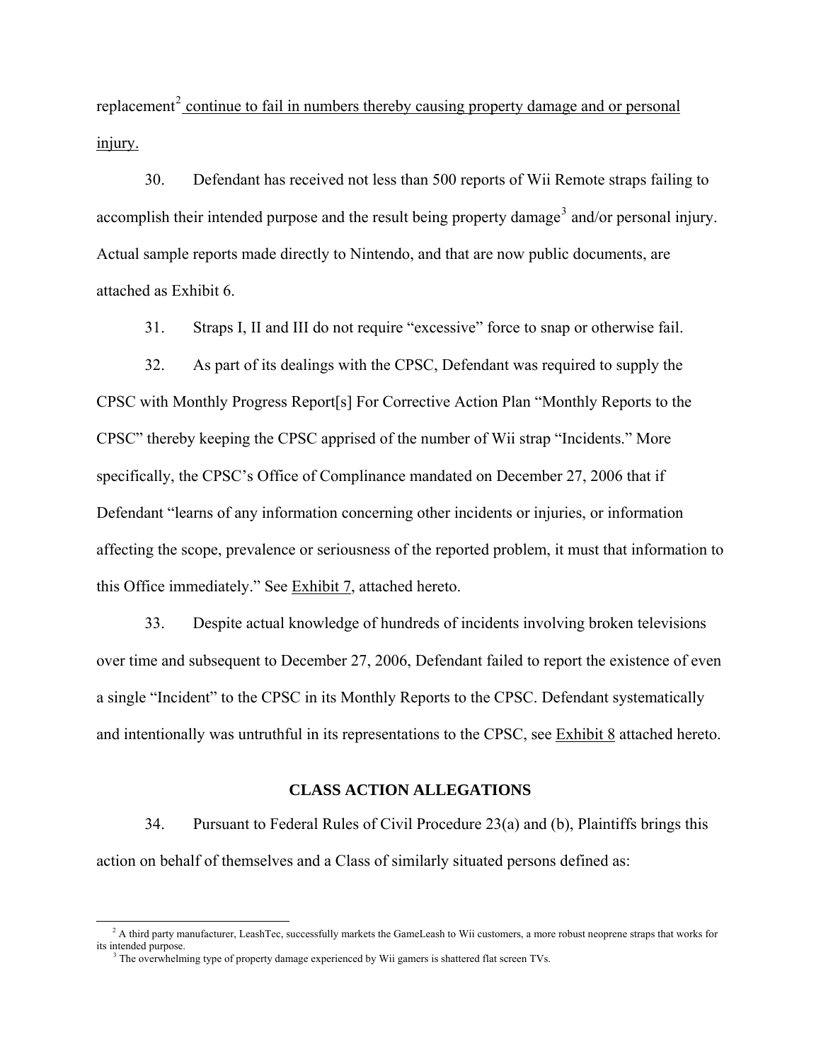replacement[2] continue to fail in numbers thereby causing property damage and or personal injury.

30. Defendant has received not less than 500 reports of Wii Remote straps failing to accomplish their intended purpose and the result being property damage[3] and/or personal injury. Actual sample reports made directly to Nintendo, and that are now public documents, are attached as Exhibit 6.

31. Straps I, II and III do not require "excessive" force to snap or otherwise fail.

32. As part of its dealings with the CPSC, Defendant was required to supply the CPSC with Monthly Progress Report[s] For Corrective Action Plan "Monthly Reports to the CPSC" thereby keeping the CPSC apprised of the number of Wii strap "Incidents." More specifically, the CPSC's Office of Complinance mandated on December 27, 2006 that if Defendant "learns of any information concerning other incidents or injuries, or information affecting the scope, prevalence or seriousness of the reported problem, it must that information to this Office immediately." See Exhibit 7, attached hereto.

33. Despite actual knowledge of hundreds of incidents involving broken televisions over time and subsequent to December 27, 2006, Defendant failed to report the existence of even a single "Incident" to the CPSC in its Monthly Reports to the CPSC. Defendant systematically and intentionally was untruthful in its representations to the CPSC, see Exhibit 8 attached hereto.

## CLASS ACTION ALLEGATIONS

34. Pursuant to Federal Rules of Civil Procedure 23(a) and (b), Plaintiffs brings this action on behalf of themselves and a Class of similarly situated persons defined as:

---

[2] A third party manufacturer, LeashTec, successfully markets the GameLeash to Wii customers, a more robust neoprene straps that works for its intended purpose.

[3] The overwhelming type of property damage experienced by Wii gamers is shattered flat screen TVs.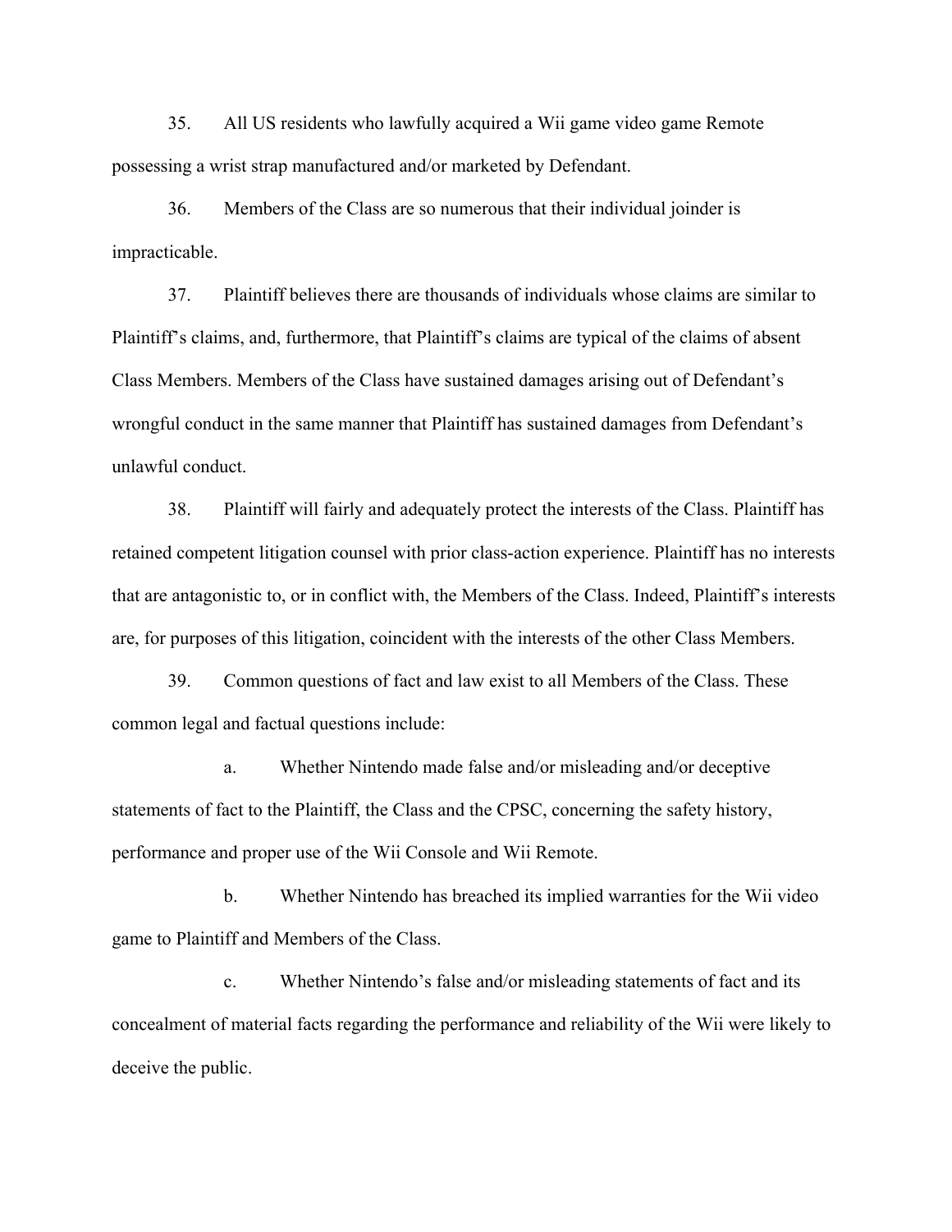35. All US residents who lawfully acquired a Wii game video game Remote possessing a wrist strap manufactured and/or marketed by Defendant.

36. Members of the Class are so numerous that their individual joinder is impracticable.

37. Plaintiff believes there are thousands of individuals whose claims are similar to Plaintiff's claims, and, furthermore, that Plaintiff's claims are typical of the claims of absent Class Members. Members of the Class have sustained damages arising out of Defendant's wrongful conduct in the same manner that Plaintiff has sustained damages from Defendant's unlawful conduct.

38. Plaintiff will fairly and adequately protect the interests of the Class. Plaintiff has retained competent litigation counsel with prior class-action experience. Plaintiff has no interests that are antagonistic to, or in conflict with, the Members of the Class. Indeed, Plaintiff's interests are, for purposes of this litigation, coincident with the interests of the other Class Members.

39. Common questions of fact and law exist to all Members of the Class. These common legal and factual questions include:

a. Whether Nintendo made false and/or misleading and/or deceptive statements of fact to the Plaintiff, the Class and the CPSC, concerning the safety history, performance and proper use of the Wii Console and Wii Remote.

b. Whether Nintendo has breached its implied warranties for the Wii video game to Plaintiff and Members of the Class.

c. Whether Nintendo's false and/or misleading statements of fact and its concealment of material facts regarding the performance and reliability of the Wii were likely to deceive the public.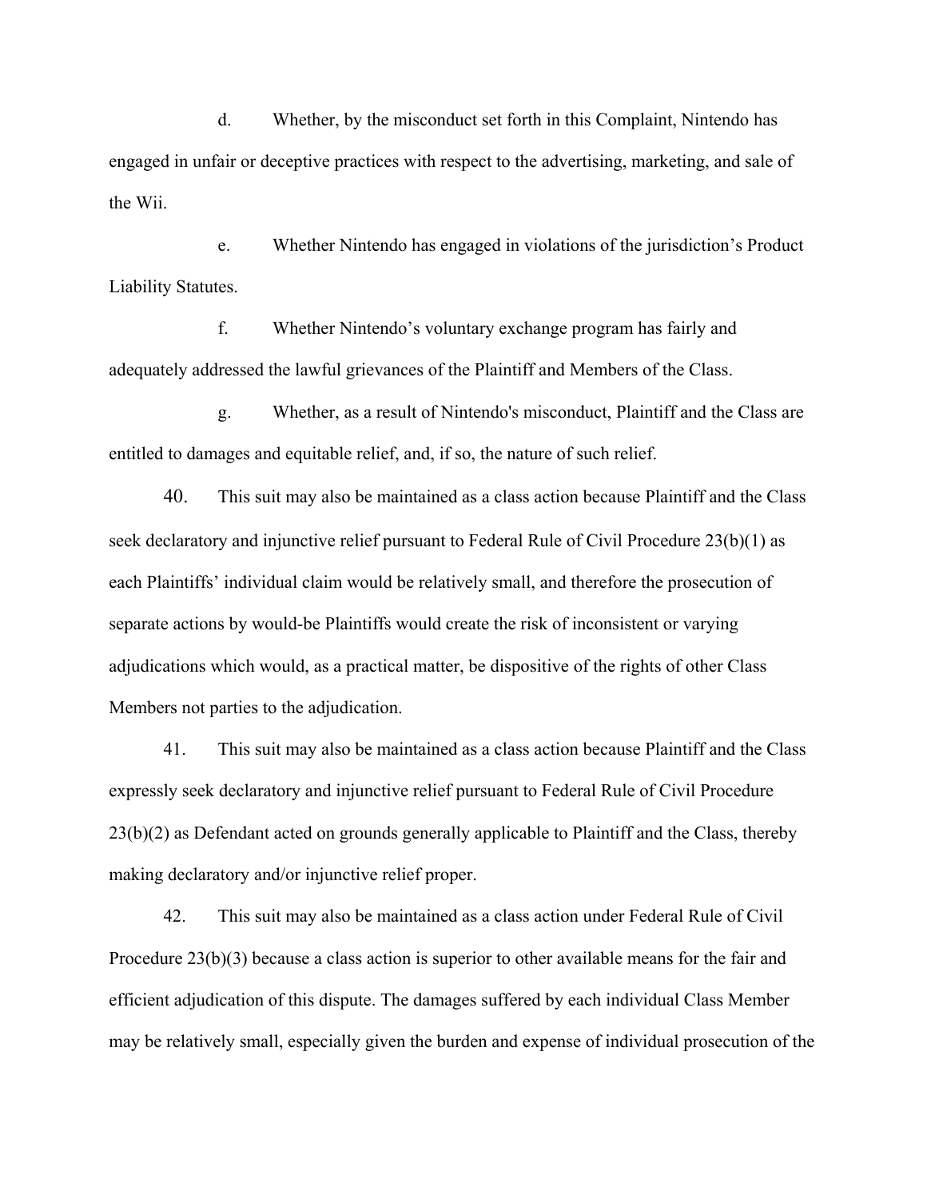d. Whether, by the misconduct set forth in this Complaint, Nintendo has engaged in unfair or deceptive practices with respect to the advertising, marketing, and sale of the Wii.

e. Whether Nintendo has engaged in violations of the jurisdiction's Product Liability Statutes.

f. Whether Nintendo's voluntary exchange program has fairly and adequately addressed the lawful grievances of the Plaintiff and Members of the Class.

g. Whether, as a result of Nintendo's misconduct, Plaintiff and the Class are entitled to damages and equitable relief, and, if so, the nature of such relief.

40. This suit may also be maintained as a class action because Plaintiff and the Class seek declaratory and injunctive relief pursuant to Federal Rule of Civil Procedure 23(b)(1) as each Plaintiffs' individual claim would be relatively small, and therefore the prosecution of separate actions by would-be Plaintiffs would create the risk of inconsistent or varying adjudications which would, as a practical matter, be dispositive of the rights of other Class Members not parties to the adjudication.

41. This suit may also be maintained as a class action because Plaintiff and the Class expressly seek declaratory and injunctive relief pursuant to Federal Rule of Civil Procedure 23(b)(2) as Defendant acted on grounds generally applicable to Plaintiff and the Class, thereby making declaratory and/or injunctive relief proper.

42. This suit may also be maintained as a class action under Federal Rule of Civil Procedure 23(b)(3) because a class action is superior to other available means for the fair and efficient adjudication of this dispute. The damages suffered by each individual Class Member may be relatively small, especially given the burden and expense of individual prosecution of the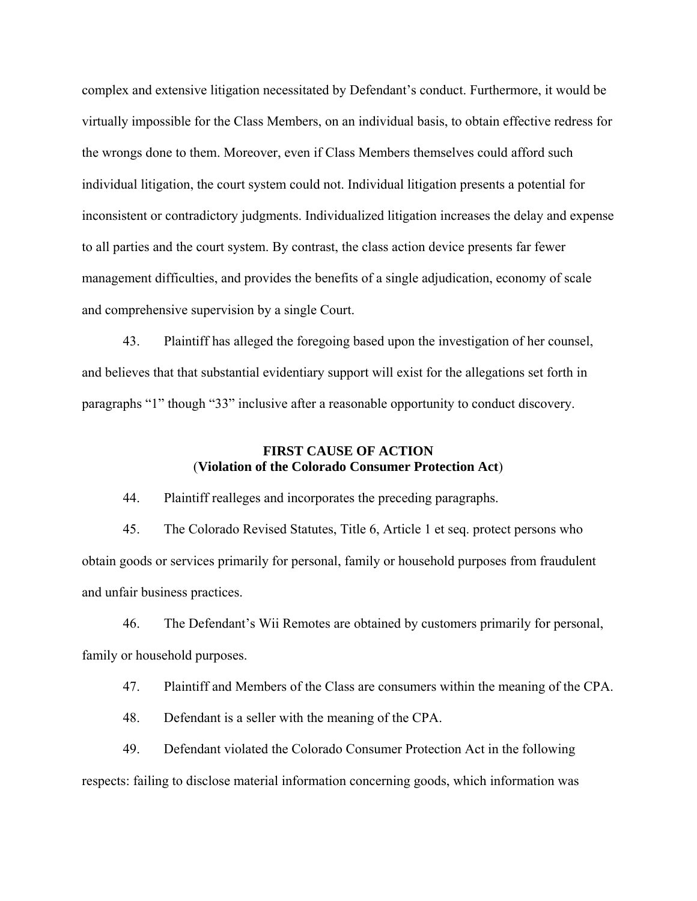complex and extensive litigation necessitated by Defendant's conduct. Furthermore, it would be virtually impossible for the Class Members, on an individual basis, to obtain effective redress for the wrongs done to them. Moreover, even if Class Members themselves could afford such individual litigation, the court system could not. Individual litigation presents a potential for inconsistent or contradictory judgments. Individualized litigation increases the delay and expense to all parties and the court system. By contrast, the class action device presents far fewer management difficulties, and provides the benefits of a single adjudication, economy of scale and comprehensive supervision by a single Court.

43. Plaintiff has alleged the foregoing based upon the investigation of her counsel, and believes that that substantial evidentiary support will exist for the allegations set forth in paragraphs "1" though "33" inclusive after a reasonable opportunity to conduct discovery.

## FIRST CAUSE OF ACTION
### (Violation of the Colorado Consumer Protection Act)

44. Plaintiff realleges and incorporates the preceding paragraphs.

45. The Colorado Revised Statutes, Title 6, Article 1 et seq. protect persons who obtain goods or services primarily for personal, family or household purposes from fraudulent and unfair business practices.

46. The Defendant's Wii Remotes are obtained by customers primarily for personal, family or household purposes.

47. Plaintiff and Members of the Class are consumers within the meaning of the CPA.

48. Defendant is a seller with the meaning of the CPA.

49. Defendant violated the Colorado Consumer Protection Act in the following respects: failing to disclose material information concerning goods, which information was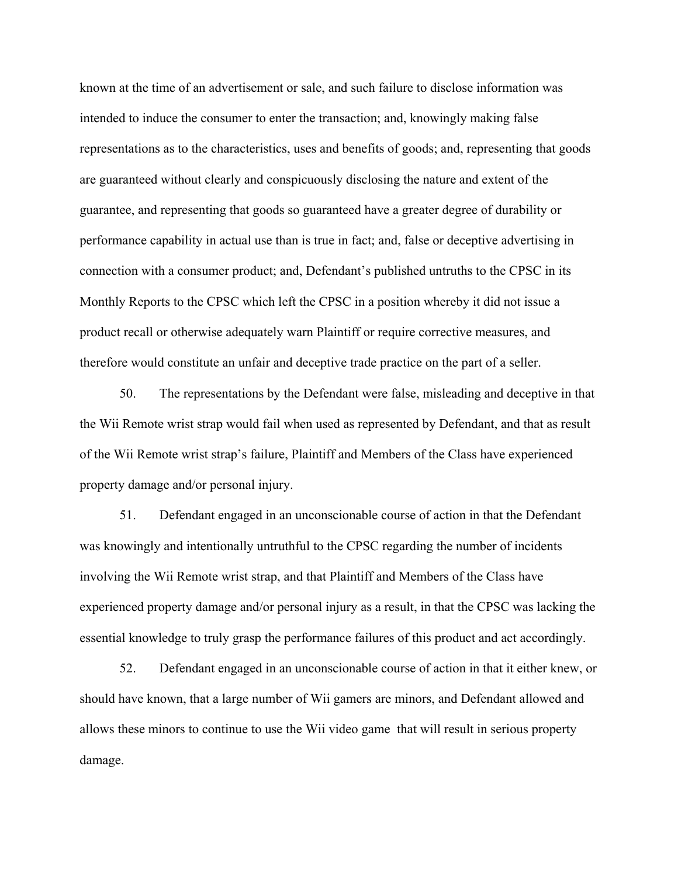known at the time of an advertisement or sale, and such failure to disclose information was intended to induce the consumer to enter the transaction; and, knowingly making false representations as to the characteristics, uses and benefits of goods; and, representing that goods are guaranteed without clearly and conspicuously disclosing the nature and extent of the guarantee, and representing that goods so guaranteed have a greater degree of durability or performance capability in actual use than is true in fact; and, false or deceptive advertising in connection with a consumer product; and, Defendant's published untruths to the CPSC in its Monthly Reports to the CPSC which left the CPSC in a position whereby it did not issue a product recall or otherwise adequately warn Plaintiff or require corrective measures, and therefore would constitute an unfair and deceptive trade practice on the part of a seller.

50. The representations by the Defendant were false, misleading and deceptive in that the Wii Remote wrist strap would fail when used as represented by Defendant, and that as result of the Wii Remote wrist strap's failure, Plaintiff and Members of the Class have experienced property damage and/or personal injury.

51. Defendant engaged in an unconscionable course of action in that the Defendant was knowingly and intentionally untruthful to the CPSC regarding the number of incidents involving the Wii Remote wrist strap, and that Plaintiff and Members of the Class have experienced property damage and/or personal injury as a result, in that the CPSC was lacking the essential knowledge to truly grasp the performance failures of this product and act accordingly.

52. Defendant engaged in an unconscionable course of action in that it either knew, or should have known, that a large number of Wii gamers are minors, and Defendant allowed and allows these minors to continue to use the Wii video game that will result in serious property damage.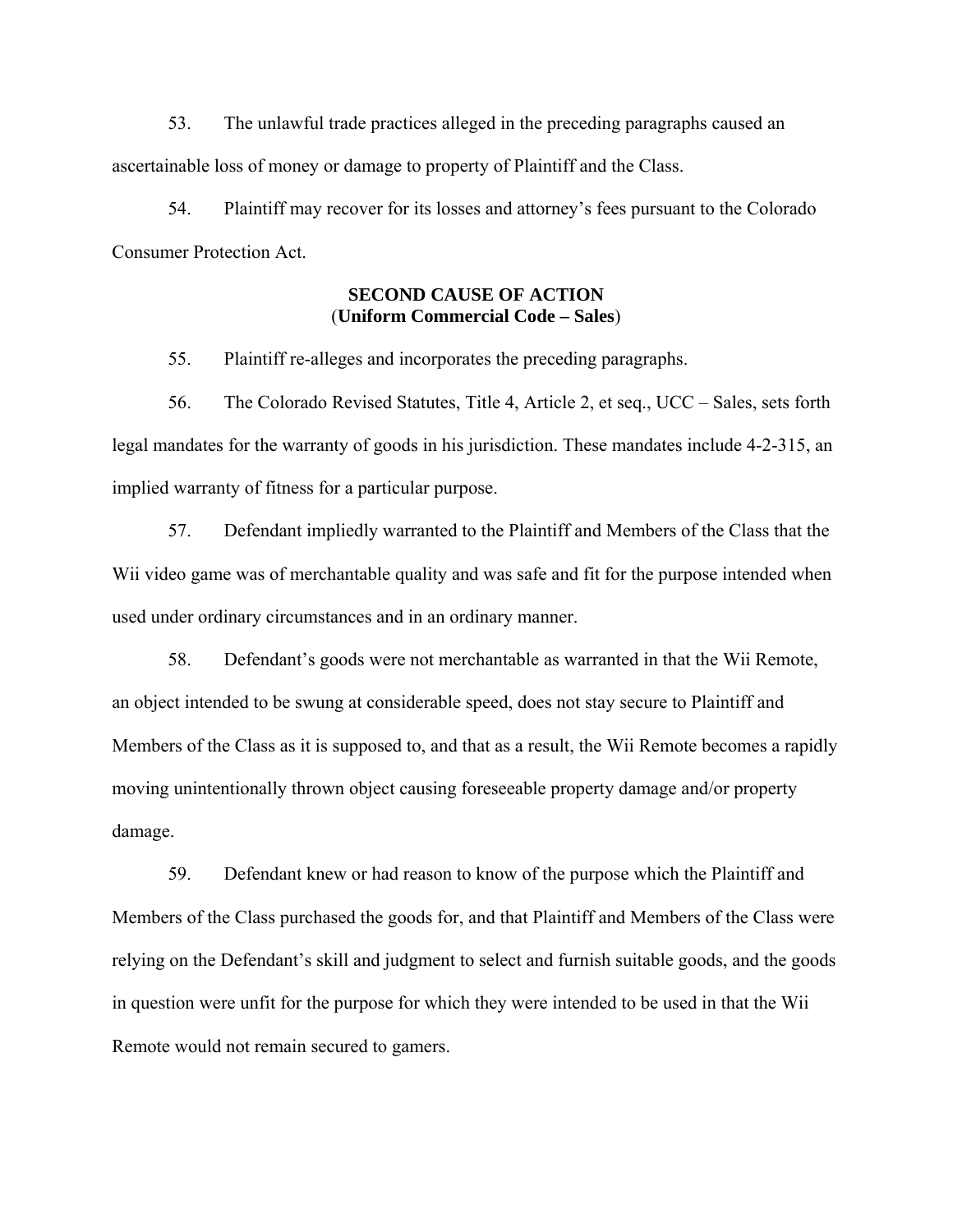53. The unlawful trade practices alleged in the preceding paragraphs caused an ascertainable loss of money or damage to property of Plaintiff and the Class.

54. Plaintiff may recover for its losses and attorney's fees pursuant to the Colorado Consumer Protection Act.

**SECOND CAUSE OF ACTION**
(**Uniform Commercial Code – Sales**)

55. Plaintiff re-alleges and incorporates the preceding paragraphs.

56. The Colorado Revised Statutes, Title 4, Article 2, et seq., UCC – Sales, sets forth legal mandates for the warranty of goods in his jurisdiction. These mandates include 4-2-315, an implied warranty of fitness for a particular purpose.

57. Defendant impliedly warranted to the Plaintiff and Members of the Class that the Wii video game was of merchantable quality and was safe and fit for the purpose intended when used under ordinary circumstances and in an ordinary manner.

58. Defendant's goods were not merchantable as warranted in that the Wii Remote, an object intended to be swung at considerable speed, does not stay secure to Plaintiff and Members of the Class as it is supposed to, and that as a result, the Wii Remote becomes a rapidly moving unintentionally thrown object causing foreseeable property damage and/or property damage.

59. Defendant knew or had reason to know of the purpose which the Plaintiff and Members of the Class purchased the goods for, and that Plaintiff and Members of the Class were relying on the Defendant's skill and judgment to select and furnish suitable goods, and the goods in question were unfit for the purpose for which they were intended to be used in that the Wii Remote would not remain secured to gamers.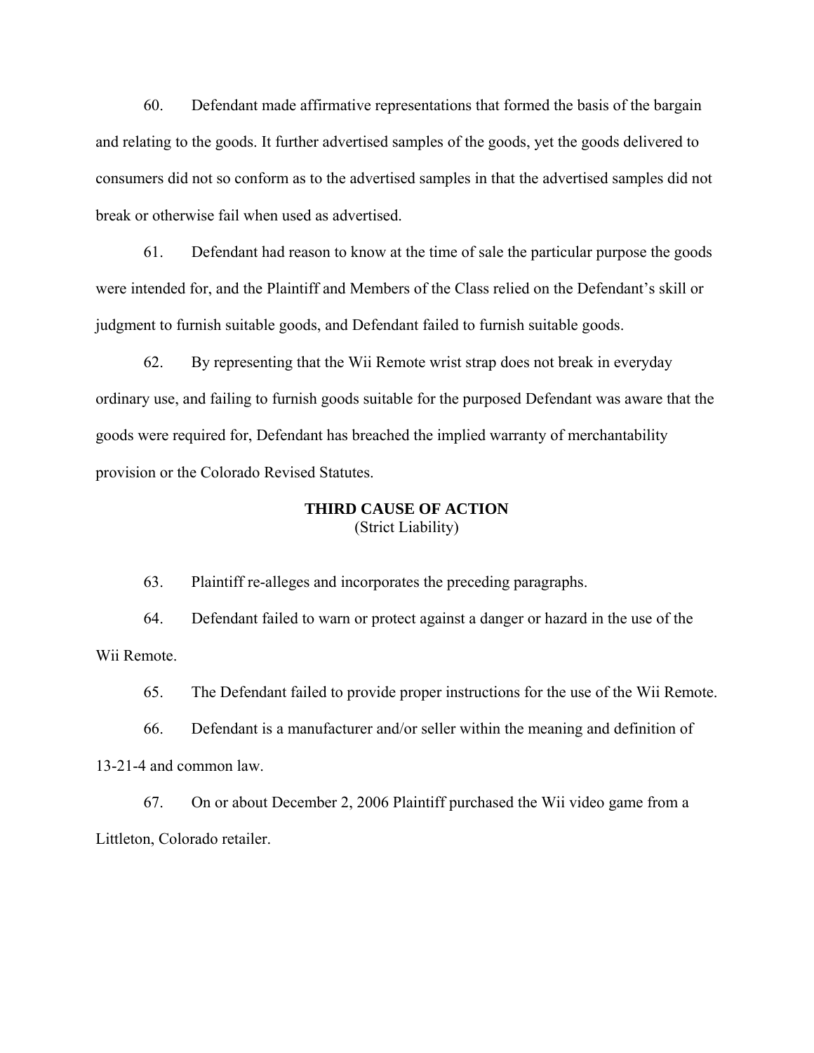60. Defendant made affirmative representations that formed the basis of the bargain and relating to the goods. It further advertised samples of the goods, yet the goods delivered to consumers did not so conform as to the advertised samples in that the advertised samples did not break or otherwise fail when used as advertised.

61. Defendant had reason to know at the time of sale the particular purpose the goods were intended for, and the Plaintiff and Members of the Class relied on the Defendant's skill or judgment to furnish suitable goods, and Defendant failed to furnish suitable goods.

62. By representing that the Wii Remote wrist strap does not break in everyday ordinary use, and failing to furnish goods suitable for the purposed Defendant was aware that the goods were required for, Defendant has breached the implied warranty of merchantability provision or the Colorado Revised Statutes.

**THIRD CAUSE OF ACTION**
(Strict Liability)

63. Plaintiff re-alleges and incorporates the preceding paragraphs.

64. Defendant failed to warn or protect against a danger or hazard in the use of the Wii Remote.

65. The Defendant failed to provide proper instructions for the use of the Wii Remote.

66. Defendant is a manufacturer and/or seller within the meaning and definition of 13-21-4 and common law.

67. On or about December 2, 2006 Plaintiff purchased the Wii video game from a Littleton, Colorado retailer.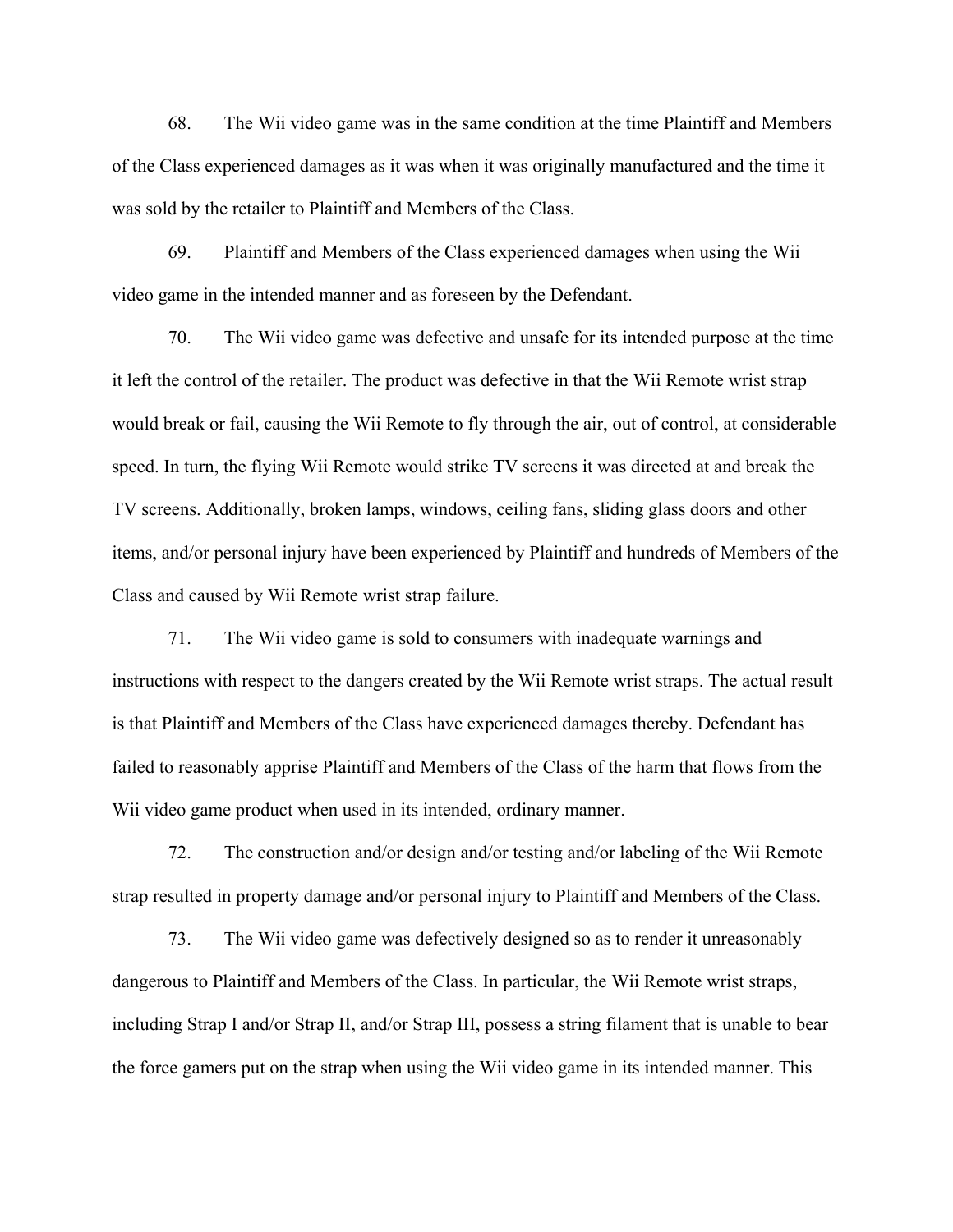68. The Wii video game was in the same condition at the time Plaintiff and Members of the Class experienced damages as it was when it was originally manufactured and the time it was sold by the retailer to Plaintiff and Members of the Class.

69. Plaintiff and Members of the Class experienced damages when using the Wii video game in the intended manner and as foreseen by the Defendant.

70. The Wii video game was defective and unsafe for its intended purpose at the time it left the control of the retailer. The product was defective in that the Wii Remote wrist strap would break or fail, causing the Wii Remote to fly through the air, out of control, at considerable speed. In turn, the flying Wii Remote would strike TV screens it was directed at and break the TV screens. Additionally, broken lamps, windows, ceiling fans, sliding glass doors and other items, and/or personal injury have been experienced by Plaintiff and hundreds of Members of the Class and caused by Wii Remote wrist strap failure.

71. The Wii video game is sold to consumers with inadequate warnings and instructions with respect to the dangers created by the Wii Remote wrist straps. The actual result is that Plaintiff and Members of the Class have experienced damages thereby. Defendant has failed to reasonably apprise Plaintiff and Members of the Class of the harm that flows from the Wii video game product when used in its intended, ordinary manner.

72. The construction and/or design and/or testing and/or labeling of the Wii Remote strap resulted in property damage and/or personal injury to Plaintiff and Members of the Class.

73. The Wii video game was defectively designed so as to render it unreasonably dangerous to Plaintiff and Members of the Class. In particular, the Wii Remote wrist straps, including Strap I and/or Strap II, and/or Strap III, possess a string filament that is unable to bear the force gamers put on the strap when using the Wii video game in its intended manner. This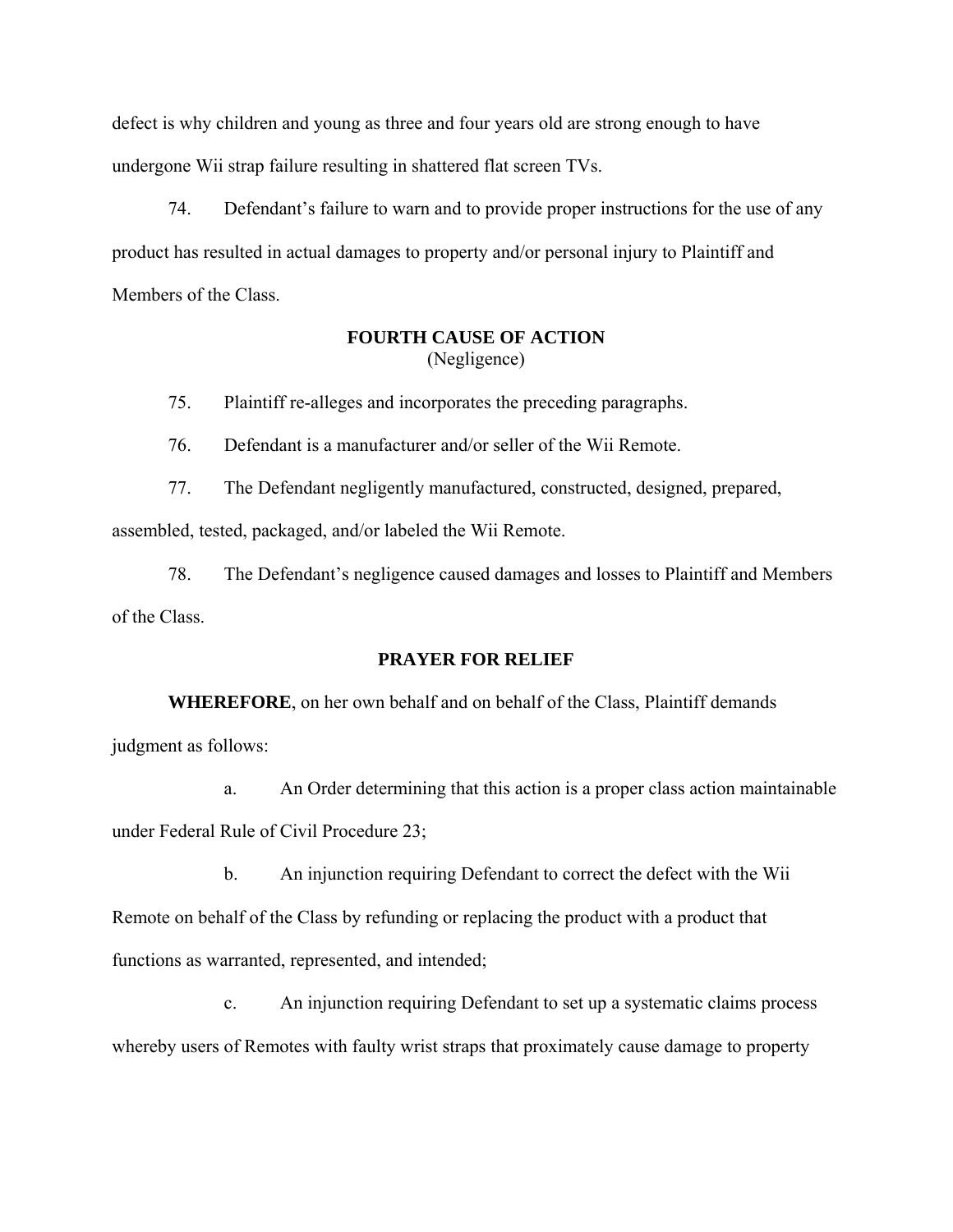defect is why children and young as three and four years old are strong enough to have undergone Wii strap failure resulting in shattered flat screen TVs.

74. Defendant's failure to warn and to provide proper instructions for the use of any product has resulted in actual damages to property and/or personal injury to Plaintiff and Members of the Class.

**FOURTH CAUSE OF ACTION**
(Negligence)

75. Plaintiff re-alleges and incorporates the preceding paragraphs.

76. Defendant is a manufacturer and/or seller of the Wii Remote.

77. The Defendant negligently manufactured, constructed, designed, prepared, assembled, tested, packaged, and/or labeled the Wii Remote.

78. The Defendant's negligence caused damages and losses to Plaintiff and Members of the Class.

**PRAYER FOR RELIEF**

**WHEREFORE**, on her own behalf and on behalf of the Class, Plaintiff demands judgment as follows:

a. An Order determining that this action is a proper class action maintainable under Federal Rule of Civil Procedure 23;

b. An injunction requiring Defendant to correct the defect with the Wii Remote on behalf of the Class by refunding or replacing the product with a product that functions as warranted, represented, and intended;

c. An injunction requiring Defendant to set up a systematic claims process whereby users of Remotes with faulty wrist straps that proximately cause damage to property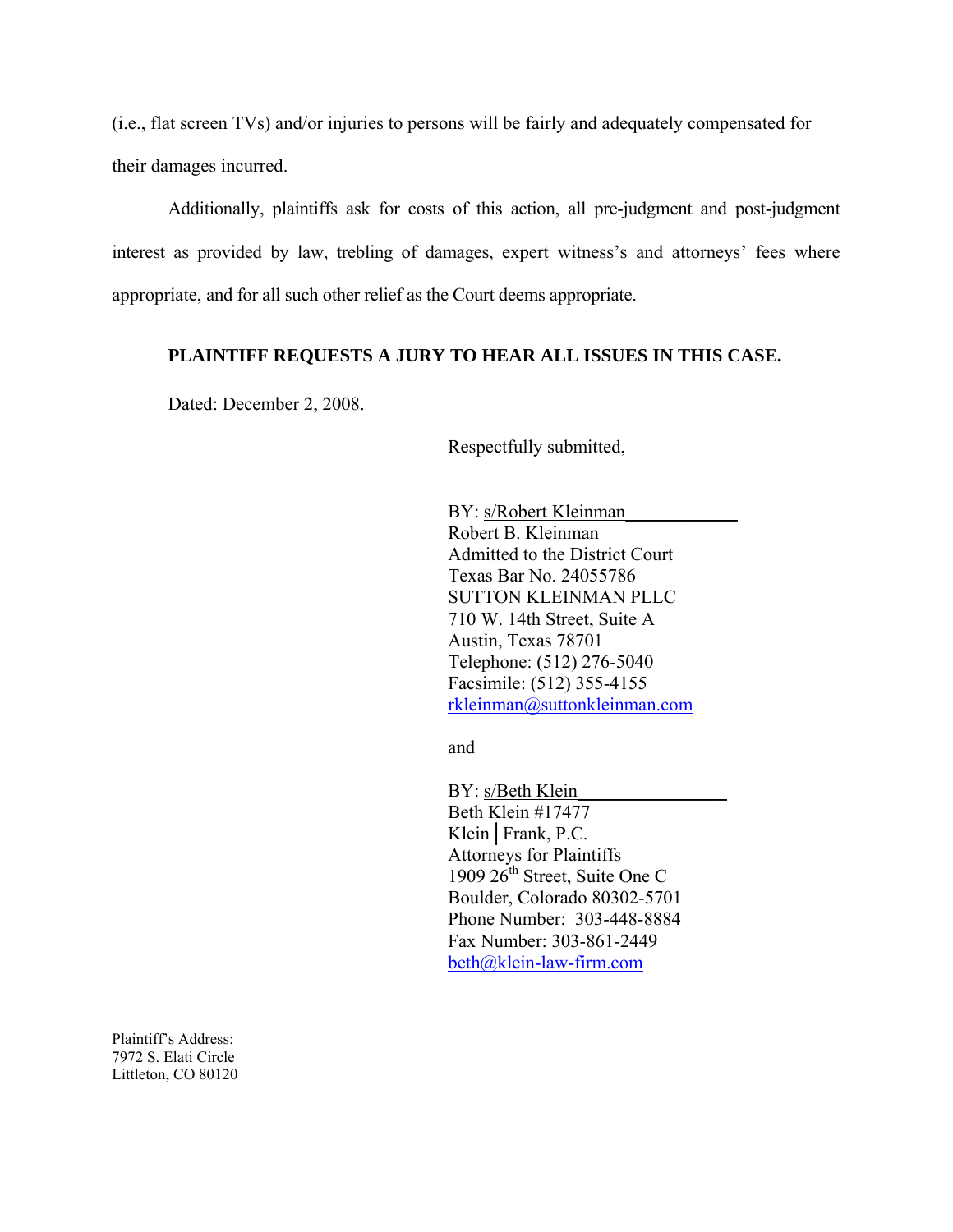(i.e., flat screen TVs) and/or injuries to persons will be fairly and adequately compensated for their damages incurred.

Additionally, plaintiffs ask for costs of this action, all pre-judgment and post-judgment interest as provided by law, trebling of damages, expert witness's and attorneys' fees where appropriate, and for all such other relief as the Court deems appropriate.

**PLAINTIFF REQUESTS A JURY TO HEAR ALL ISSUES IN THIS CASE.**

Dated: December 2, 2008.

Respectfully submitted,

BY: s/Robert Kleinman  
Robert B. Kleinman  
Admitted to the District Court  
Texas Bar No. 24055786  
SUTTON KLEINMAN PLLC  
710 W. 14th Street, Suite A  
Austin, Texas 78701  
Telephone: (512) 276-5040  
Facsimile: (512) 355-4155  
rkleinman@suttonkleinman.com

and

BY: s/Beth Klein  
Beth Klein #17477  
Klein | Frank, P.C.  
Attorneys for Plaintiffs  
1909 26th Street, Suite One C  
Boulder, Colorado 80302-5701  
Phone Number: 303-448-8884  
Fax Number: 303-861-2449  
beth@klein-law-firm.com

Plaintiff's Address:  
7972 S. Elati Circle  
Littleton, CO 80120